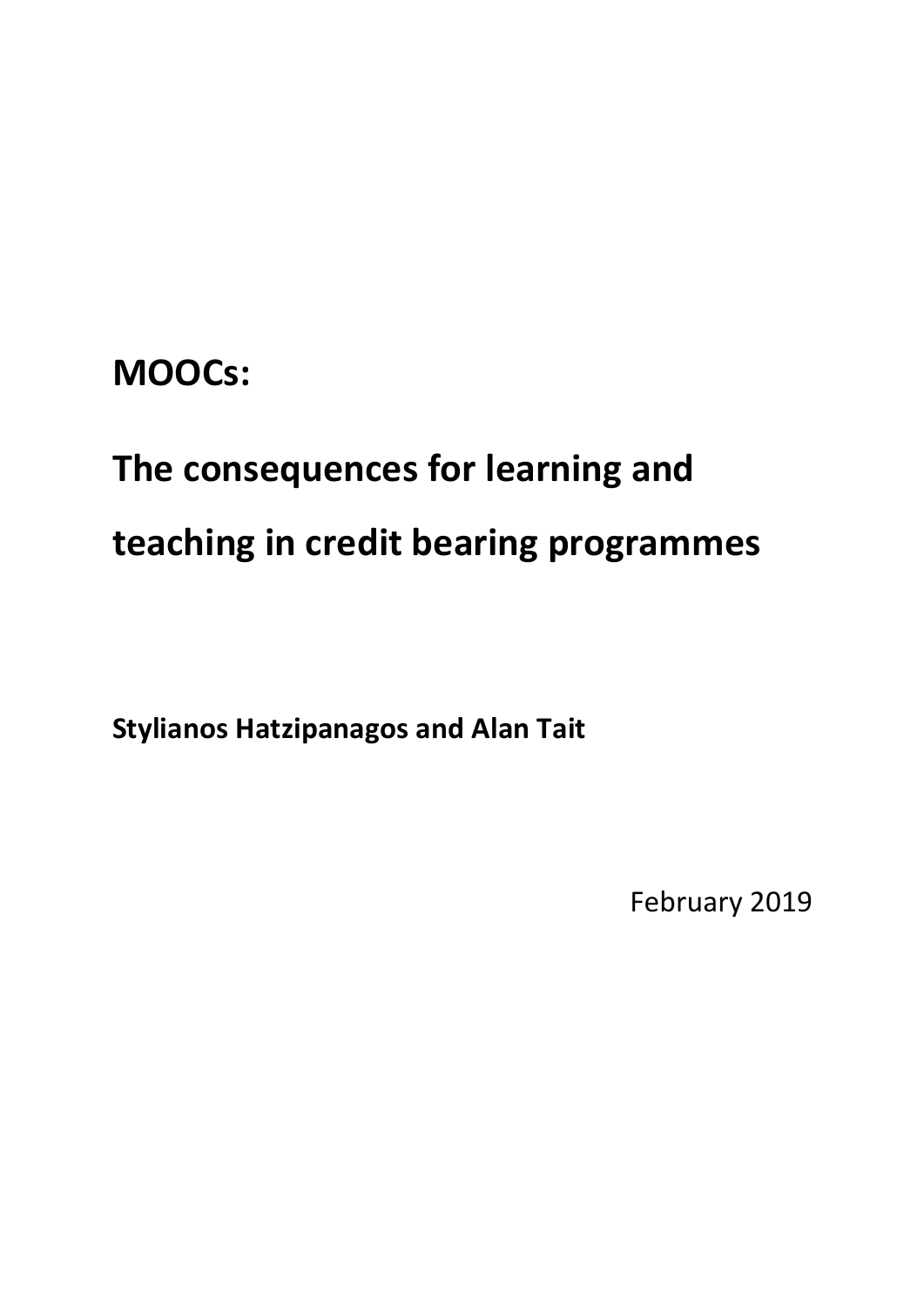# MOOCs:

# The consequences for learning and teaching in credit bearing programmes

**Stylianos Hatzipanagos and Alan Tait**

February 2019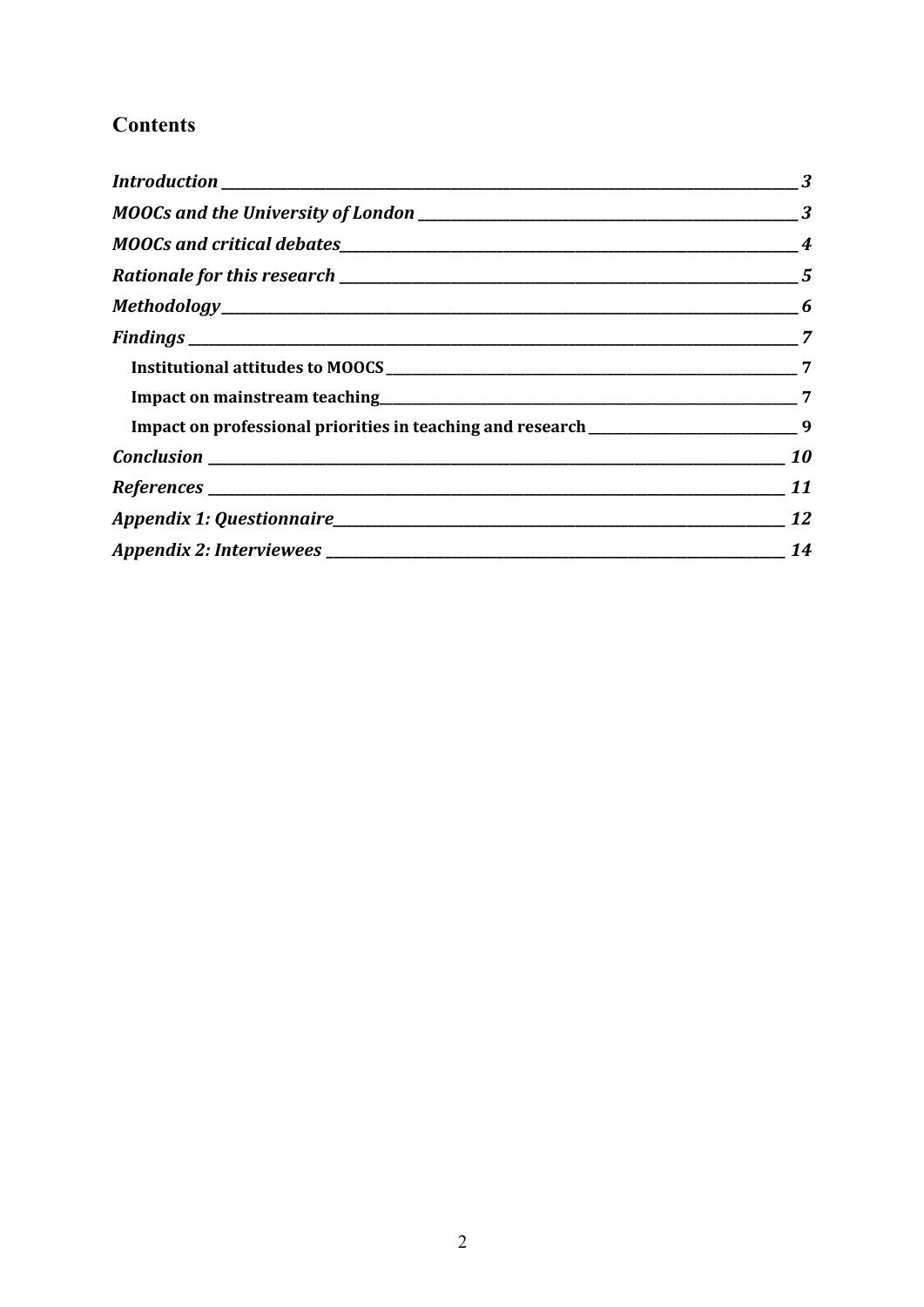# Contents

*Introduction* _____ *3*

*MOOCs and the University of London* _____ *3*

*MOOCs and critical debates* _____ *4*

*Rationale for this research* _____ *5*

*Methodology* _____ *6*

*Findings* _____ *7*

- **Institutional attitudes to MOOCS** _____ **7**
- **Impact on mainstream teaching** _____ **7**
- **Impact on professional priorities in teaching and research** _____ **9**

*Conclusion* _____ *10*

*References* _____ *11*

*Appendix 1: Questionnaire* _____ *12*

*Appendix 2: Interviewees* _____ *14*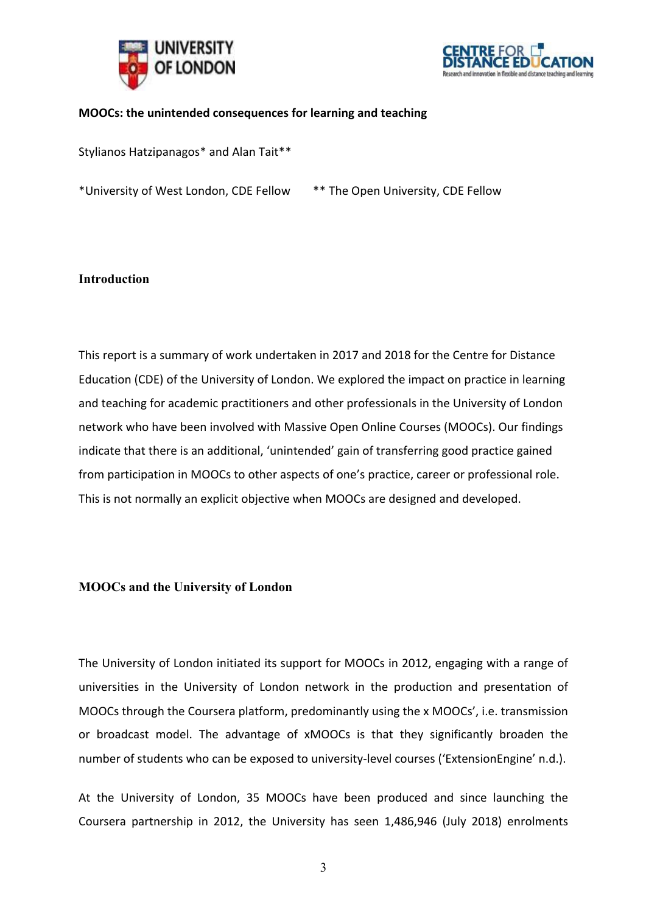**MOOCs: the unintended consequences for learning and teaching**

Stylianos Hatzipanagos* and Alan Tait**

*University of West London, CDE Fellow ** The Open University, CDE Fellow

## Introduction

This report is a summary of work undertaken in 2017 and 2018 for the Centre for Distance Education (CDE) of the University of London. We explored the impact on practice in learning and teaching for academic practitioners and other professionals in the University of London network who have been involved with Massive Open Online Courses (MOOCs). Our findings indicate that there is an additional, 'unintended' gain of transferring good practice gained from participation in MOOCs to other aspects of one's practice, career or professional role. This is not normally an explicit objective when MOOCs are designed and developed.

## MOOCs and the University of London

The University of London initiated its support for MOOCs in 2012, engaging with a range of universities in the University of London network in the production and presentation of MOOCs through the Coursera platform, predominantly using the x MOOCs', i.e. transmission or broadcast model. The advantage of xMOOCs is that they significantly broaden the number of students who can be exposed to university-level courses ('ExtensionEngine' n.d.).

At the University of London, 35 MOOCs have been produced and since launching the Coursera partnership in 2012, the University has seen 1,486,946 (July 2018) enrolments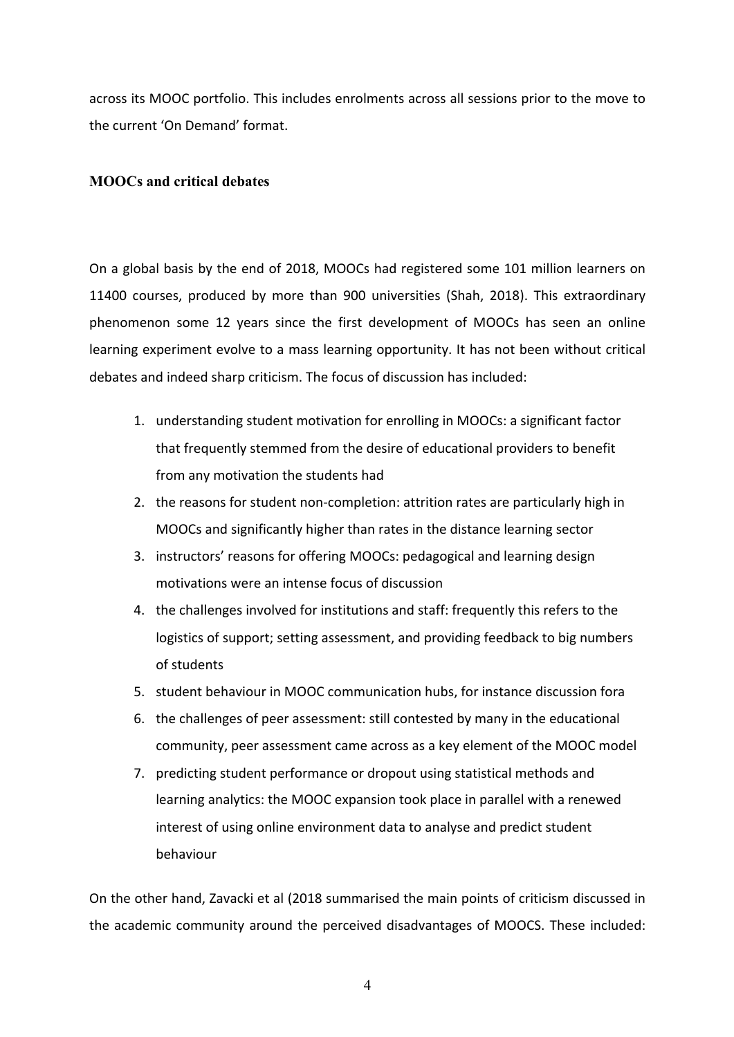across its MOOC portfolio. This includes enrolments across all sessions prior to the move to the current 'On Demand' format.

## MOOCs and critical debates

On a global basis by the end of 2018, MOOCs had registered some 101 million learners on 11400 courses, produced by more than 900 universities (Shah, 2018). This extraordinary phenomenon some 12 years since the first development of MOOCs has seen an online learning experiment evolve to a mass learning opportunity. It has not been without critical debates and indeed sharp criticism. The focus of discussion has included:

1. understanding student motivation for enrolling in MOOCs: a significant factor that frequently stemmed from the desire of educational providers to benefit from any motivation the students had
2. the reasons for student non-completion: attrition rates are particularly high in MOOCs and significantly higher than rates in the distance learning sector
3. instructors' reasons for offering MOOCs: pedagogical and learning design motivations were an intense focus of discussion
4. the challenges involved for institutions and staff: frequently this refers to the logistics of support; setting assessment, and providing feedback to big numbers of students
5. student behaviour in MOOC communication hubs, for instance discussion fora
6. the challenges of peer assessment: still contested by many in the educational community, peer assessment came across as a key element of the MOOC model
7. predicting student performance or dropout using statistical methods and learning analytics: the MOOC expansion took place in parallel with a renewed interest of using online environment data to analyse and predict student behaviour

On the other hand, Zavacki et al (2018 summarised the main points of criticism discussed in the academic community around the perceived disadvantages of MOOCS. These included: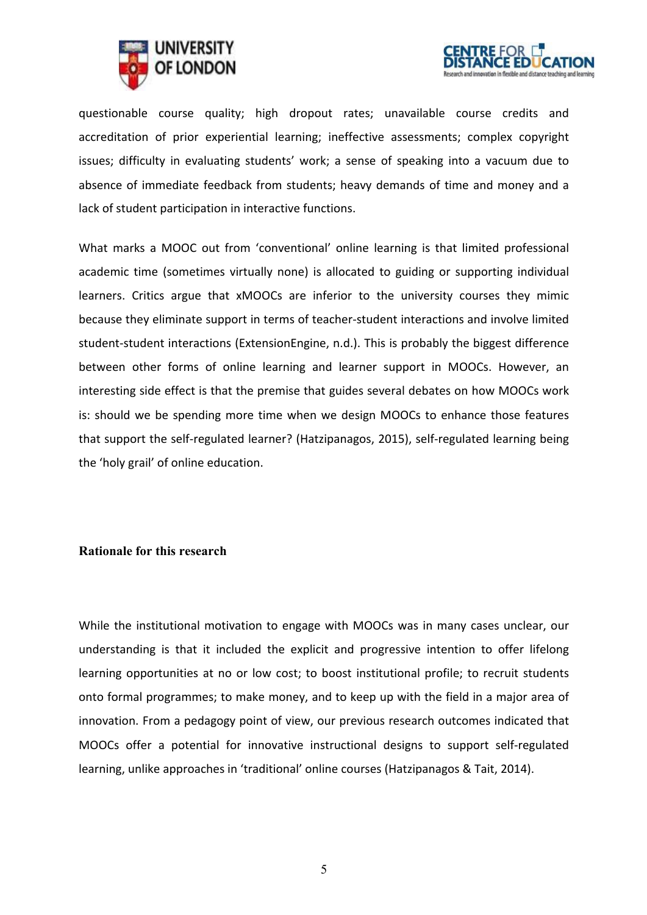questionable course quality; high dropout rates; unavailable course credits and accreditation of prior experiential learning; ineffective assessments; complex copyright issues; difficulty in evaluating students' work; a sense of speaking into a vacuum due to absence of immediate feedback from students; heavy demands of time and money and a lack of student participation in interactive functions.

What marks a MOOC out from 'conventional' online learning is that limited professional academic time (sometimes virtually none) is allocated to guiding or supporting individual learners. Critics argue that xMOOCs are inferior to the university courses they mimic because they eliminate support in terms of teacher-student interactions and involve limited student-student interactions (ExtensionEngine, n.d.). This is probably the biggest difference between other forms of online learning and learner support in MOOCs. However, an interesting side effect is that the premise that guides several debates on how MOOCs work is: should we be spending more time when we design MOOCs to enhance those features that support the self-regulated learner? (Hatzipanagos, 2015), self-regulated learning being the 'holy grail' of online education.

## Rationale for this research

While the institutional motivation to engage with MOOCs was in many cases unclear, our understanding is that it included the explicit and progressive intention to offer lifelong learning opportunities at no or low cost; to boost institutional profile; to recruit students onto formal programmes; to make money, and to keep up with the field in a major area of innovation. From a pedagogy point of view, our previous research outcomes indicated that MOOCs offer a potential for innovative instructional designs to support self-regulated learning, unlike approaches in 'traditional' online courses (Hatzipanagos & Tait, 2014).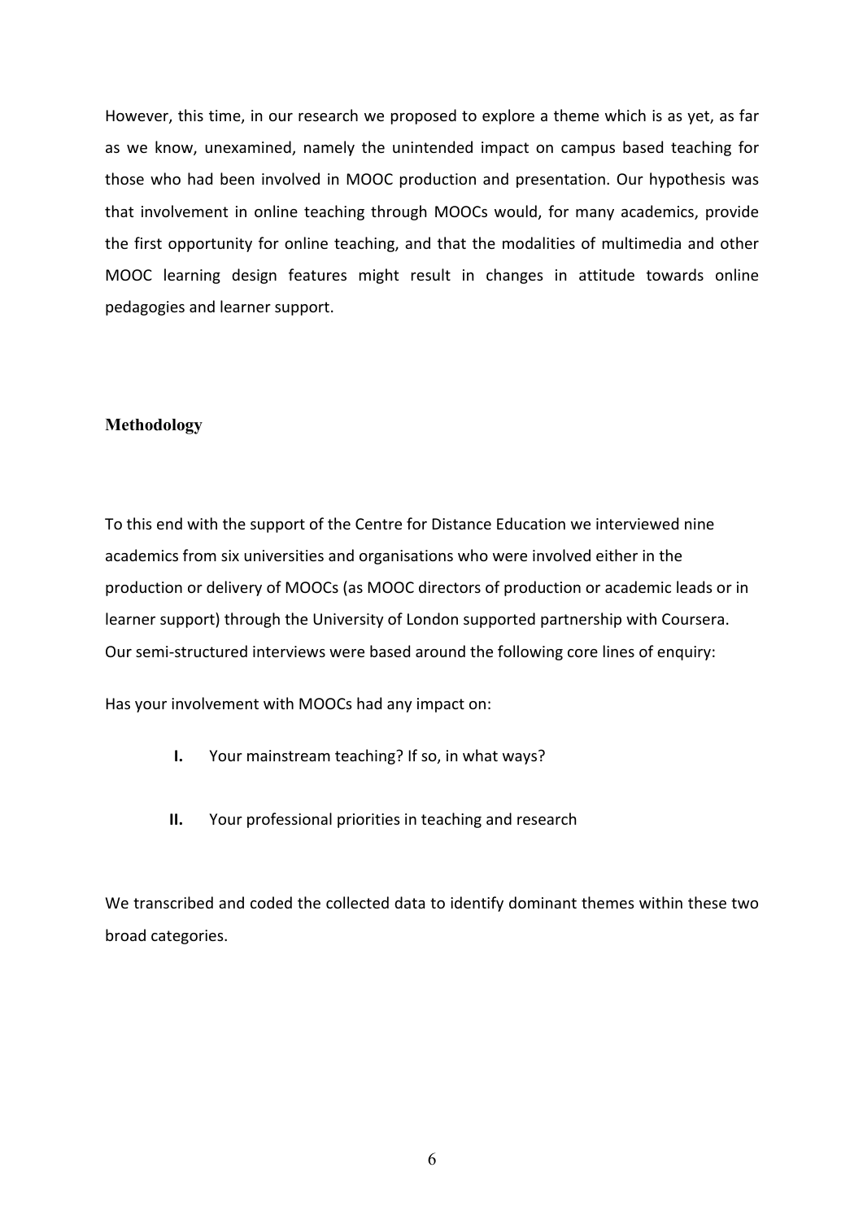However, this time, in our research we proposed to explore a theme which is as yet, as far as we know, unexamined, namely the unintended impact on campus based teaching for those who had been involved in MOOC production and presentation. Our hypothesis was that involvement in online teaching through MOOCs would, for many academics, provide the first opportunity for online teaching, and that the modalities of multimedia and other MOOC learning design features might result in changes in attitude towards online pedagogies and learner support.

## Methodology

To this end with the support of the Centre for Distance Education we interviewed nine academics from six universities and organisations who were involved either in the production or delivery of MOOCs (as MOOC directors of production or academic leads or in learner support) through the University of London supported partnership with Coursera. Our semi-structured interviews were based around the following core lines of enquiry:

Has your involvement with MOOCs had any impact on:

- **I.** Your mainstream teaching? If so, in what ways?
- **II.** Your professional priorities in teaching and research

We transcribed and coded the collected data to identify dominant themes within these two broad categories.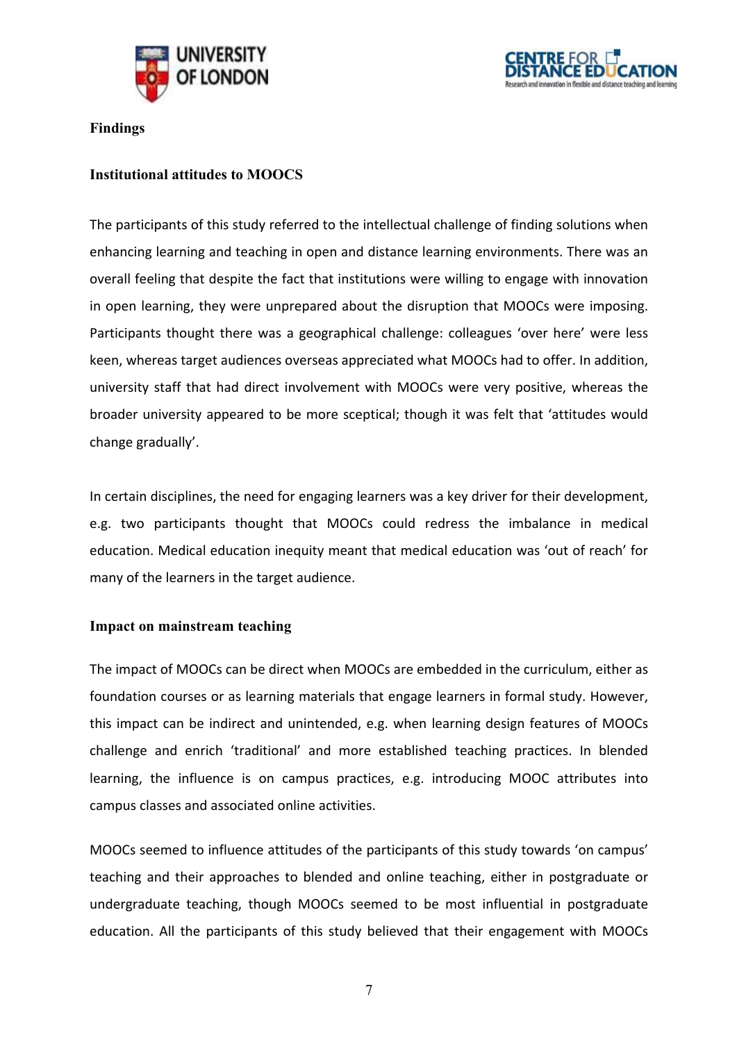## Findings

### Institutional attitudes to MOOCS

The participants of this study referred to the intellectual challenge of finding solutions when enhancing learning and teaching in open and distance learning environments. There was an overall feeling that despite the fact that institutions were willing to engage with innovation in open learning, they were unprepared about the disruption that MOOCs were imposing. Participants thought there was a geographical challenge: colleagues 'over here' were less keen, whereas target audiences overseas appreciated what MOOCs had to offer. In addition, university staff that had direct involvement with MOOCs were very positive, whereas the broader university appeared to be more sceptical; though it was felt that 'attitudes would change gradually'.

In certain disciplines, the need for engaging learners was a key driver for their development, e.g. two participants thought that MOOCs could redress the imbalance in medical education. Medical education inequity meant that medical education was 'out of reach' for many of the learners in the target audience.

### Impact on mainstream teaching

The impact of MOOCs can be direct when MOOCs are embedded in the curriculum, either as foundation courses or as learning materials that engage learners in formal study. However, this impact can be indirect and unintended, e.g. when learning design features of MOOCs challenge and enrich 'traditional' and more established teaching practices. In blended learning, the influence is on campus practices, e.g. introducing MOOC attributes into campus classes and associated online activities.

MOOCs seemed to influence attitudes of the participants of this study towards 'on campus' teaching and their approaches to blended and online teaching, either in postgraduate or undergraduate teaching, though MOOCs seemed to be most influential in postgraduate education. All the participants of this study believed that their engagement with MOOCs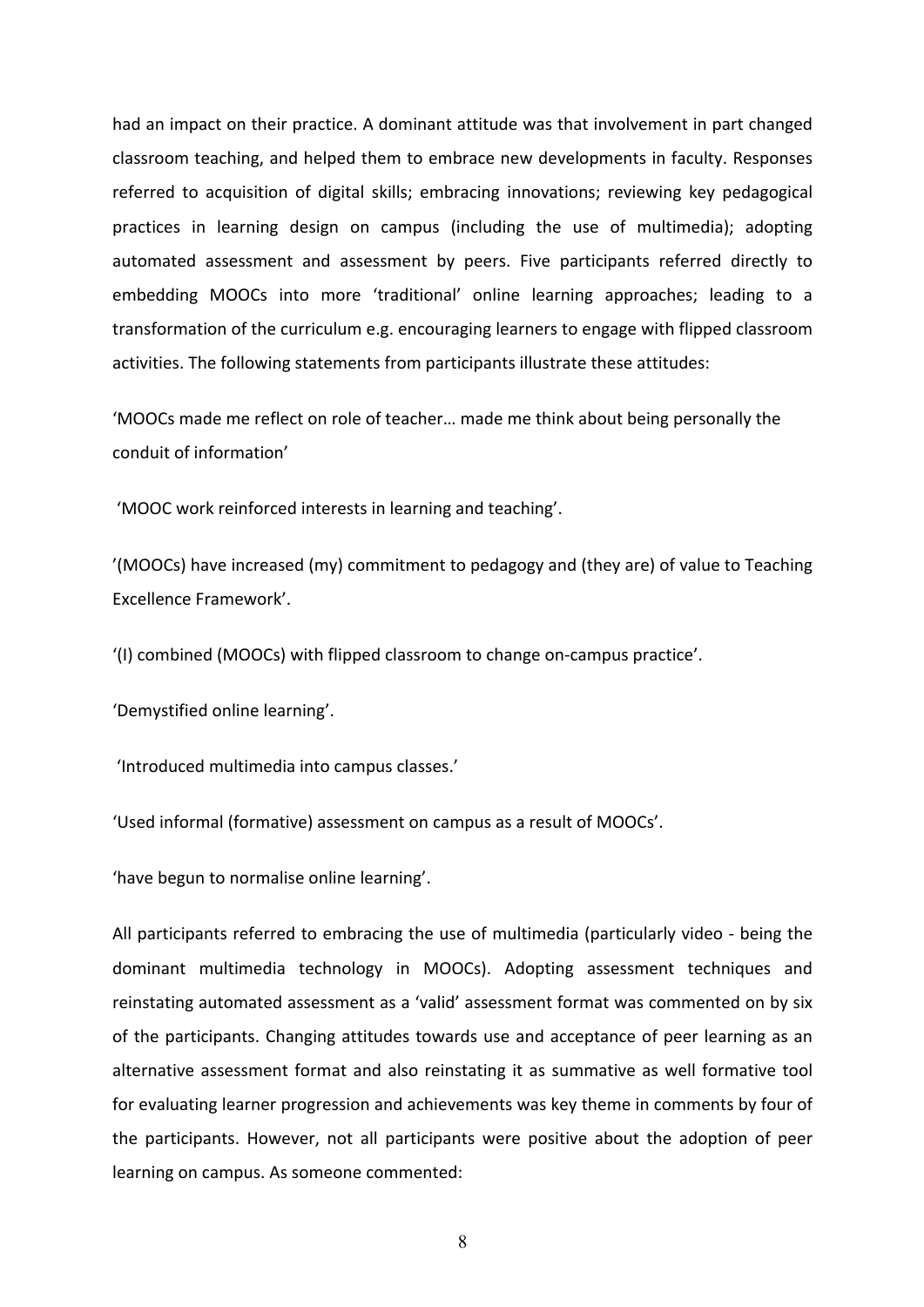had an impact on their practice. A dominant attitude was that involvement in part changed classroom teaching, and helped them to embrace new developments in faculty. Responses referred to acquisition of digital skills; embracing innovations; reviewing key pedagogical practices in learning design on campus (including the use of multimedia); adopting automated assessment and assessment by peers. Five participants referred directly to embedding MOOCs into more 'traditional' online learning approaches; leading to a transformation of the curriculum e.g. encouraging learners to engage with flipped classroom activities. The following statements from participants illustrate these attitudes:

'MOOCs made me reflect on role of teacher… made me think about being personally the conduit of information'

'MOOC work reinforced interests in learning and teaching'.

'(MOOCs) have increased (my) commitment to pedagogy and (they are) of value to Teaching Excellence Framework'.

'(I) combined (MOOCs) with flipped classroom to change on-campus practice'.

'Demystified online learning'.

'Introduced multimedia into campus classes.'

'Used informal (formative) assessment on campus as a result of MOOCs'.

'have begun to normalise online learning'.

All participants referred to embracing the use of multimedia (particularly video - being the dominant multimedia technology in MOOCs). Adopting assessment techniques and reinstating automated assessment as a 'valid' assessment format was commented on by six of the participants. Changing attitudes towards use and acceptance of peer learning as an alternative assessment format and also reinstating it as summative as well formative tool for evaluating learner progression and achievements was key theme in comments by four of the participants. However, not all participants were positive about the adoption of peer learning on campus. As someone commented: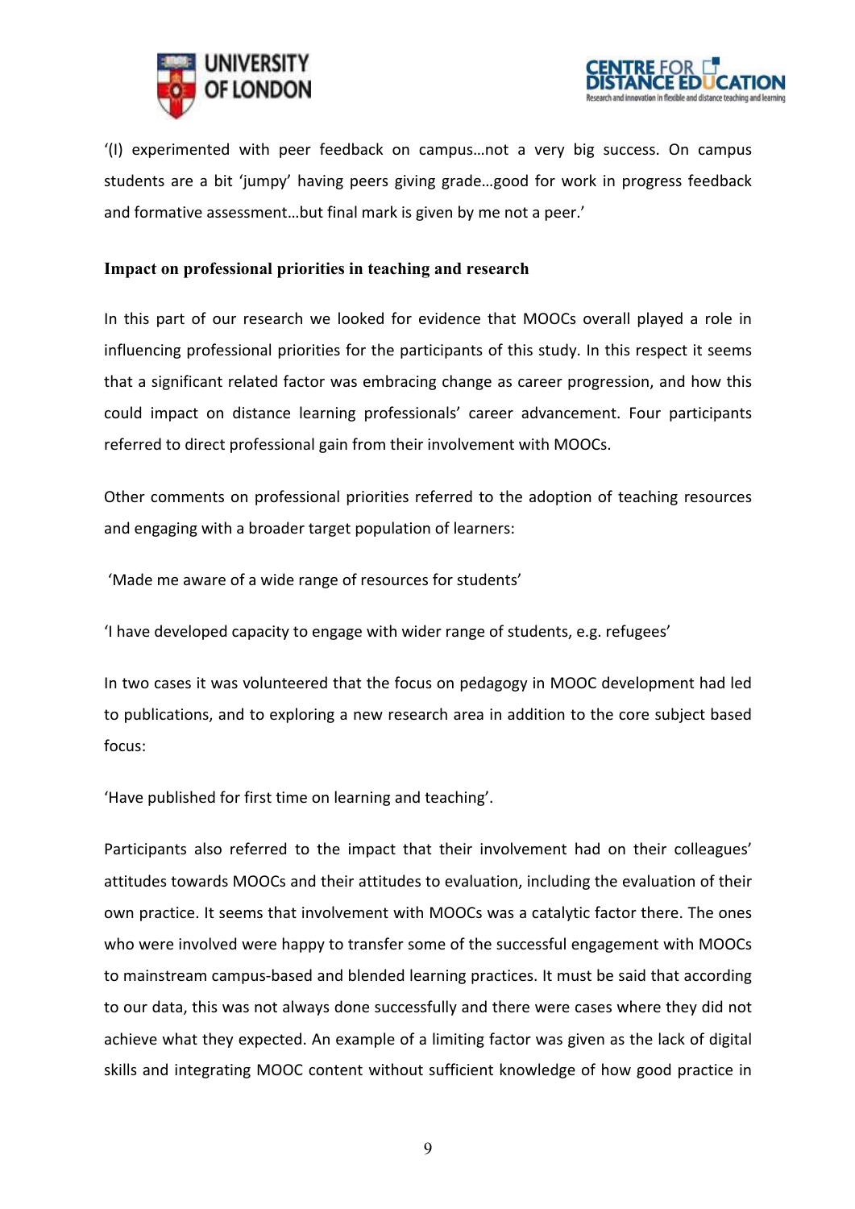'(I) experimented with peer feedback on campus…not a very big success. On campus students are a bit 'jumpy' having peers giving grade…good for work in progress feedback and formative assessment…but final mark is given by me not a peer.'

### Impact on professional priorities in teaching and research

In this part of our research we looked for evidence that MOOCs overall played a role in influencing professional priorities for the participants of this study. In this respect it seems that a significant related factor was embracing change as career progression, and how this could impact on distance learning professionals' career advancement. Four participants referred to direct professional gain from their involvement with MOOCs.

Other comments on professional priorities referred to the adoption of teaching resources and engaging with a broader target population of learners:

'Made me aware of a wide range of resources for students'

'I have developed capacity to engage with wider range of students, e.g. refugees'

In two cases it was volunteered that the focus on pedagogy in MOOC development had led to publications, and to exploring a new research area in addition to the core subject based focus:

'Have published for first time on learning and teaching'.

Participants also referred to the impact that their involvement had on their colleagues' attitudes towards MOOCs and their attitudes to evaluation, including the evaluation of their own practice. It seems that involvement with MOOCs was a catalytic factor there. The ones who were involved were happy to transfer some of the successful engagement with MOOCs to mainstream campus-based and blended learning practices. It must be said that according to our data, this was not always done successfully and there were cases where they did not achieve what they expected. An example of a limiting factor was given as the lack of digital skills and integrating MOOC content without sufficient knowledge of how good practice in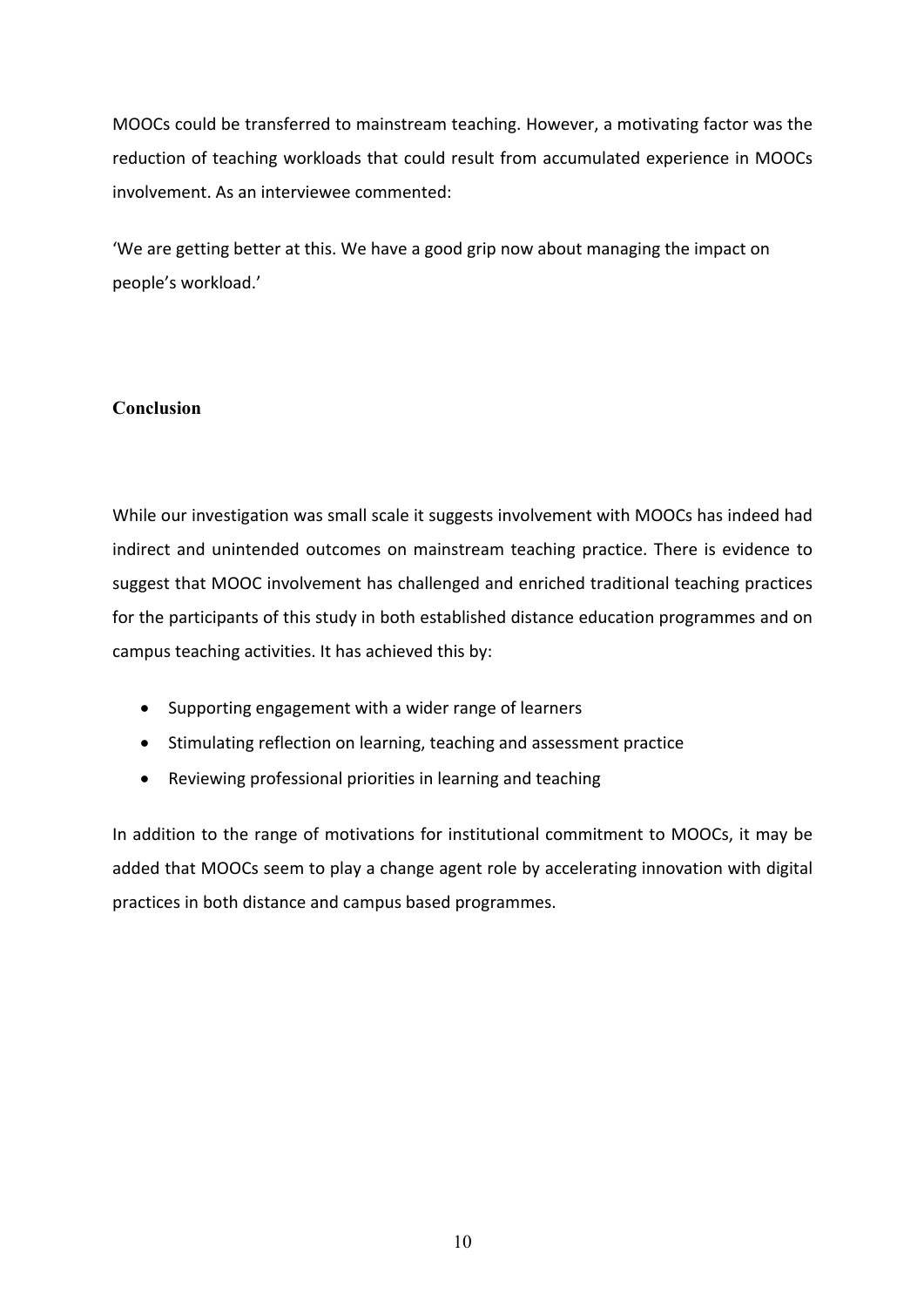MOOCs could be transferred to mainstream teaching. However, a motivating factor was the reduction of teaching workloads that could result from accumulated experience in MOOCs involvement. As an interviewee commented:

'We are getting better at this. We have a good grip now about managing the impact on people's workload.'

## Conclusion

While our investigation was small scale it suggests involvement with MOOCs has indeed had indirect and unintended outcomes on mainstream teaching practice. There is evidence to suggest that MOOC involvement has challenged and enriched traditional teaching practices for the participants of this study in both established distance education programmes and on campus teaching activities. It has achieved this by:

- Supporting engagement with a wider range of learners
- Stimulating reflection on learning, teaching and assessment practice
- Reviewing professional priorities in learning and teaching

In addition to the range of motivations for institutional commitment to MOOCs, it may be added that MOOCs seem to play a change agent role by accelerating innovation with digital practices in both distance and campus based programmes.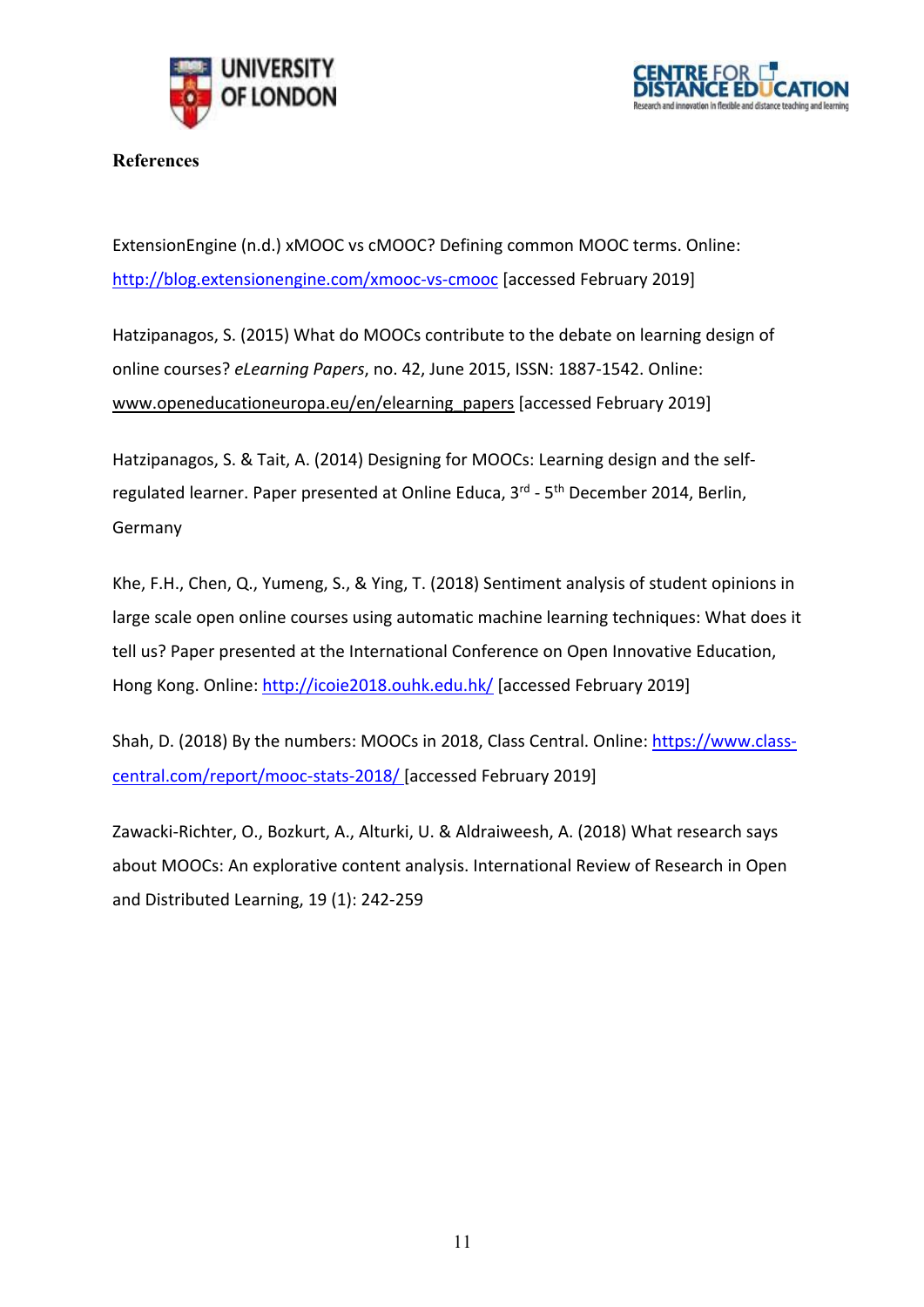## References

ExtensionEngine (n.d.) xMOOC vs cMOOC? Defining common MOOC terms. Online: http://blog.extensionengine.com/xmooc-vs-cmooc [accessed February 2019]

Hatzipanagos, S. (2015) What do MOOCs contribute to the debate on learning design of online courses? *eLearning Papers*, no. 42, June 2015, ISSN: 1887-1542. Online: www.openeducationeuropa.eu/en/elearning_papers [accessed February 2019]

Hatzipanagos, S. & Tait, A. (2014) Designing for MOOCs: Learning design and the self-regulated learner. Paper presented at Online Educa, 3rd - 5th December 2014, Berlin, Germany

Khe, F.H., Chen, Q., Yumeng, S., & Ying, T. (2018) Sentiment analysis of student opinions in large scale open online courses using automatic machine learning techniques: What does it tell us? Paper presented at the International Conference on Open Innovative Education, Hong Kong. Online: http://icoie2018.ouhk.edu.hk/ [accessed February 2019]

Shah, D. (2018) By the numbers: MOOCs in 2018, Class Central. Online: https://www.class-central.com/report/mooc-stats-2018/ [accessed February 2019]

Zawacki-Richter, O., Bozkurt, A., Alturki, U. & Aldraiweesh, A. (2018) What research says about MOOCs: An explorative content analysis. International Review of Research in Open and Distributed Learning, 19 (1): 242-259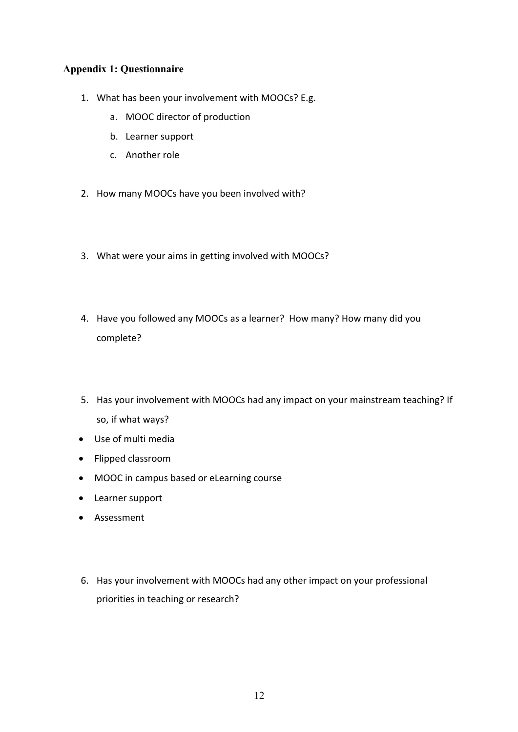### Appendix 1: Questionnaire

1. What has been your involvement with MOOCs? E.g.
   a. MOOC director of production
   b. Learner support
   c. Another role

2. How many MOOCs have you been involved with?

3. What were your aims in getting involved with MOOCs?

4. Have you followed any MOOCs as a learner? How many? How many did you complete?

5. Has your involvement with MOOCs had any impact on your mainstream teaching? If so, if what ways?

- Use of multi media
- Flipped classroom
- MOOC in campus based or eLearning course
- Learner support
- Assessment

6. Has your involvement with MOOCs had any other impact on your professional priorities in teaching or research?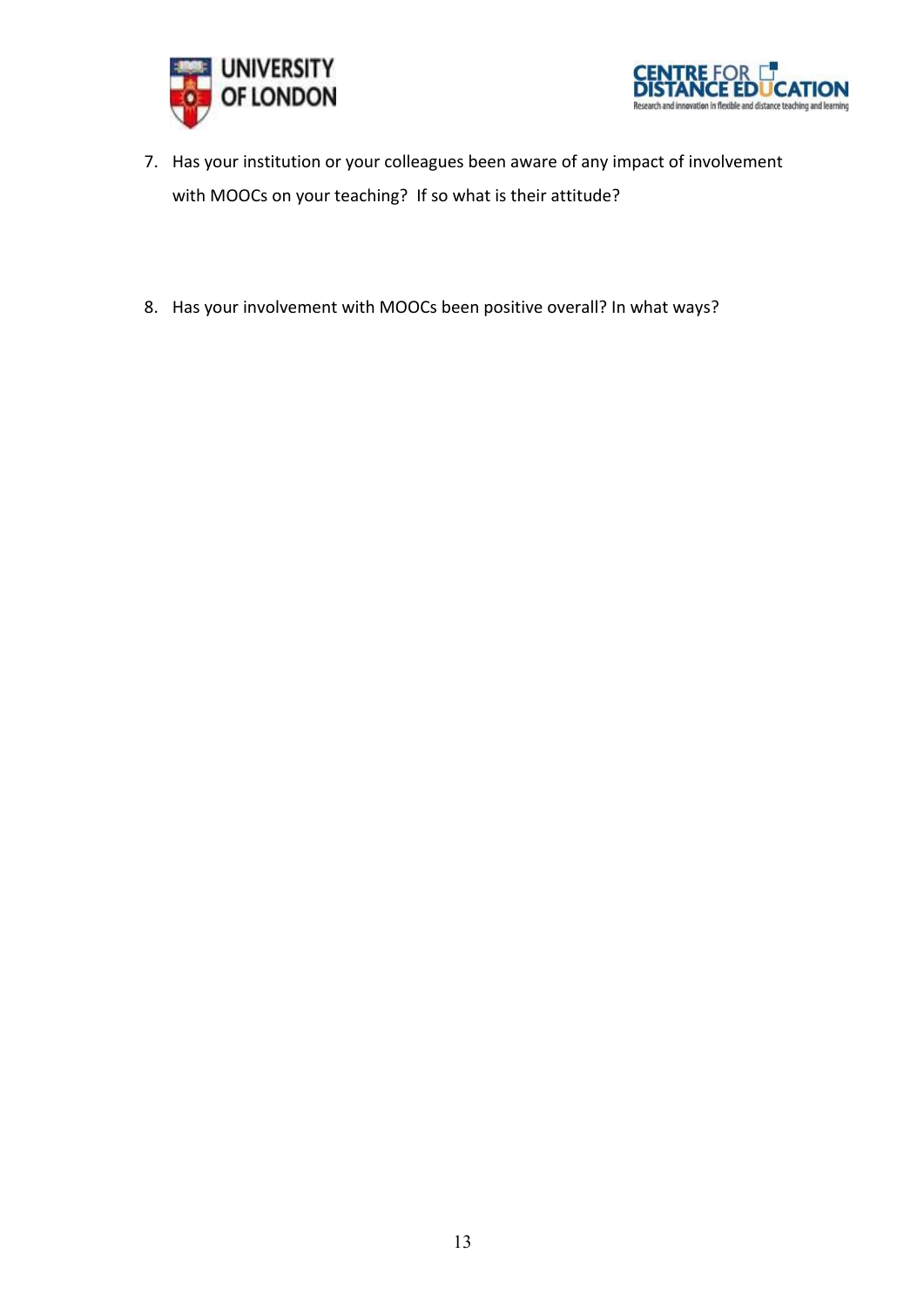7. Has your institution or your colleagues been aware of any impact of involvement with MOOCs on your teaching? If so what is their attitude?

8. Has your involvement with MOOCs been positive overall? In what ways?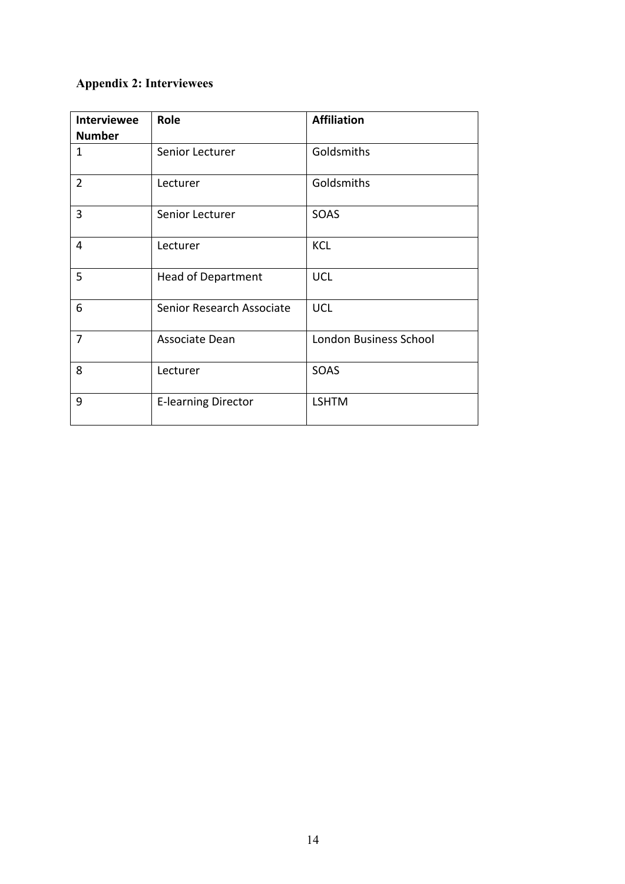## Appendix 2: Interviewees

| Interviewee Number | Role | Affiliation |
|---|---|---|
| 1 | Senior Lecturer | Goldsmiths |
| 2 | Lecturer | Goldsmiths |
| 3 | Senior Lecturer | SOAS |
| 4 | Lecturer | KCL |
| 5 | Head of Department | UCL |
| 6 | Senior Research Associate | UCL |
| 7 | Associate Dean | London Business School |
| 8 | Lecturer | SOAS |
| 9 | E-learning Director | LSHTM |